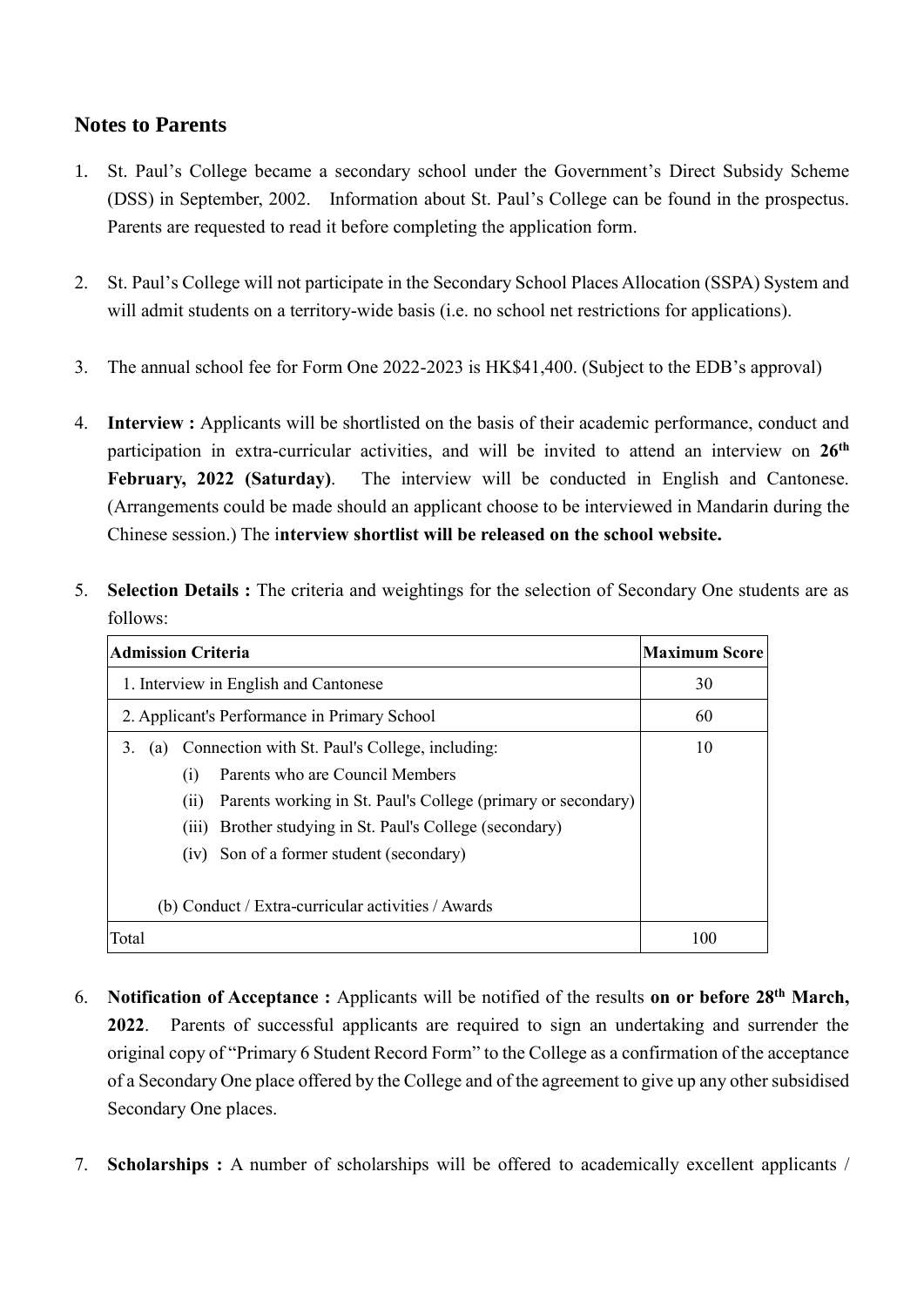## Notes to Parents

1. St. Paul's College became a secondary school under the Government's Direct Subsidy Scheme (DSS) in September, 2002. Information about St. Paul's College can be found in the prospectus. Parents are requested to read it before completing the application form.

2. St. Paul's College will not participate in the Secondary School Places Allocation (SSPA) System and will admit students on a territory-wide basis (i.e. no school net restrictions for applications).

3. The annual school fee for Form One 2022-2023 is HK$41,400. (Subject to the EDB's approval)

4. **Interview :** Applicants will be shortlisted on the basis of their academic performance, conduct and participation in extra-curricular activities, and will be invited to attend an interview on **26th February, 2022 (Saturday)**. The interview will be conducted in English and Cantonese. (Arrangements could be made should an applicant choose to be interviewed in Mandarin during the Chinese session.) The i**nterview shortlist will be released on the school website.**

5. **Selection Details :** The criteria and weightings for the selection of Secondary One students are as follows:

| Admission Criteria | Maximum Score |
|---|---|
| 1. Interview in English and Cantonese | 30 |
| 2. Applicant's Performance in Primary School | 60 |
| 3. (a) Connection with St. Paul's College, including:<br>(i) Parents who are Council Members<br>(ii) Parents working in St. Paul's College (primary or secondary)<br>(iii) Brother studying in St. Paul's College (secondary)<br>(iv) Son of a former student (secondary)<br><br>(b) Conduct / Extra-curricular activities / Awards | 10 |
| Total | 100 |

6. **Notification of Acceptance :** Applicants will be notified of the results **on or before 28th March, 2022**. Parents of successful applicants are required to sign an undertaking and surrender the original copy of "Primary 6 Student Record Form" to the College as a confirmation of the acceptance of a Secondary One place offered by the College and of the agreement to give up any other subsidised Secondary One places.

7. **Scholarships :** A number of scholarships will be offered to academically excellent applicants /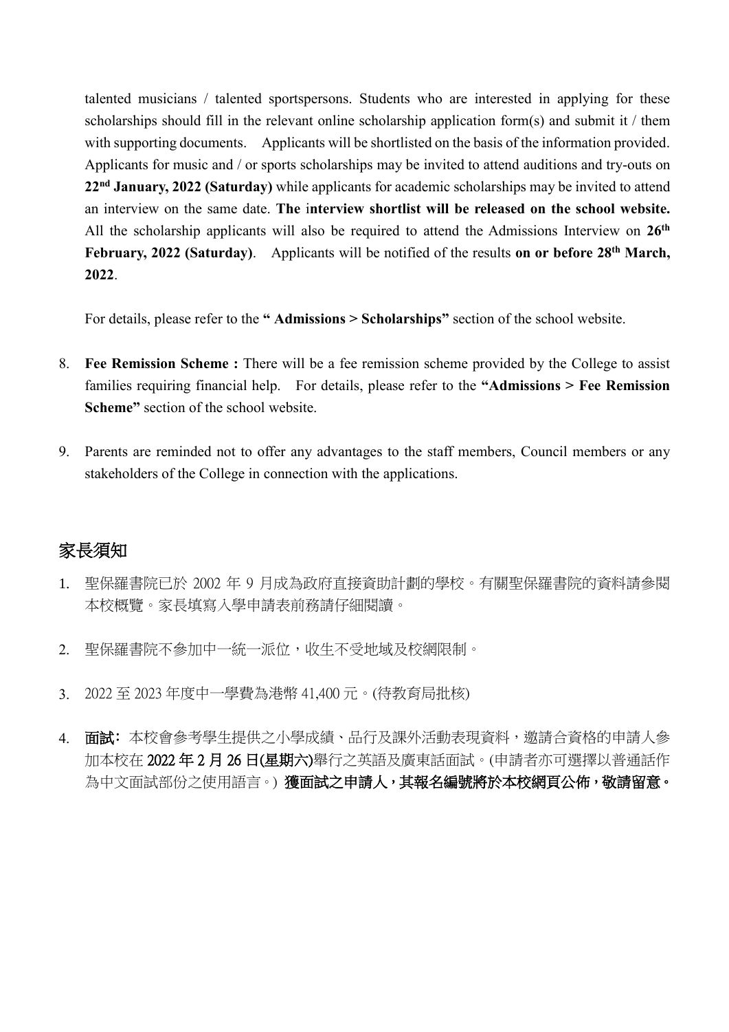talented musicians / talented sportspersons. Students who are interested in applying for these scholarships should fill in the relevant online scholarship application form(s) and submit it / them with supporting documents. Applicants will be shortlisted on the basis of the information provided. Applicants for music and / or sports scholarships may be invited to attend auditions and try-outs on **22nd January, 2022 (Saturday)** while applicants for academic scholarships may be invited to attend an interview on the same date. **The interview shortlist will be released on the school website.** All the scholarship applicants will also be required to attend the Admissions Interview on **26th February, 2022 (Saturday)**. Applicants will be notified of the results **on or before 28th March, 2022**.

For details, please refer to the **" Admissions > Scholarships"** section of the school website.

8. **Fee Remission Scheme :** There will be a fee remission scheme provided by the College to assist families requiring financial help. For details, please refer to the **"Admissions > Fee Remission Scheme"** section of the school website.

9. Parents are reminded not to offer any advantages to the staff members, Council members or any stakeholders of the College in connection with the applications.

## 家長須知

1. 聖保羅書院已於 2002 年 9 月成為政府直接資助計劃的學校。有關聖保羅書院的資料請參閱本校概覽。家長填寫入學申請表前務請仔細閱讀。

2. 聖保羅書院不參加中一統一派位，收生不受地域及校網限制。

3. 2022 至 2023 年度中一學費為港幣 41,400 元。(待教育局批核)

4. **面試**: 本校會參考學生提供之小學成績、品行及課外活動表現資料，邀請合資格的申請人參加本校在 **2022 年 2 月 26 日(星期六)**舉行之英語及廣東話面試。(申請者亦可選擇以普通話作為中文面試部份之使用語言。) **獲面試之申請人，其報名編號將於本校網頁公佈，敬請留意。**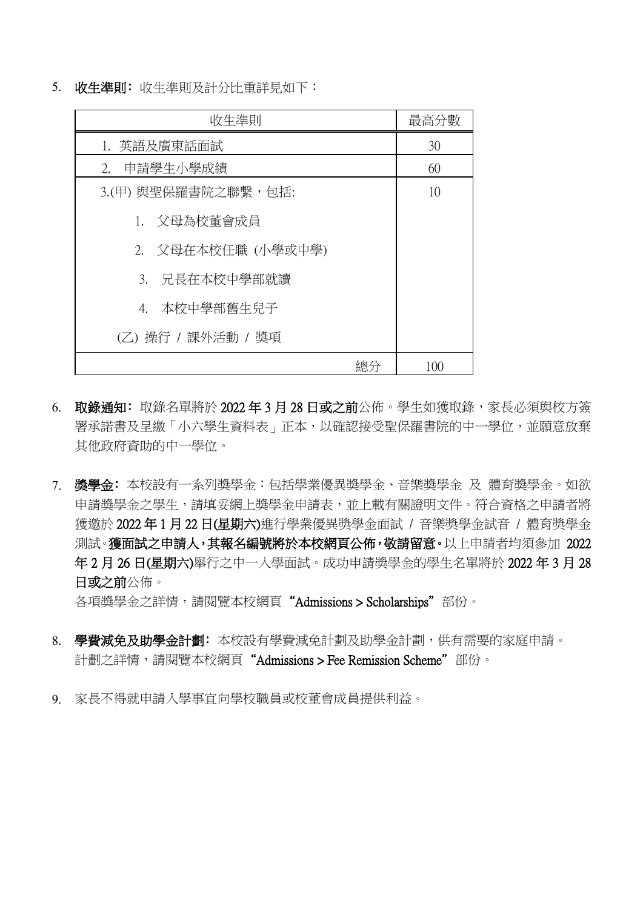5. **收生準則**: 收生準則及計分比重詳見如下：

| 收生準則 | 最高分數 |
|---|---|
| 1. 英語及廣東話面試 | 30 |
| 2. 申請學生小學成績 | 60 |
| 3.(甲) 與聖保羅書院之聯繫，包括:<br>1. 父母為校董會成員<br>2. 父母在本校任職 (小學或中學)<br>3. 兄長在本校中學部就讀<br>4. 本校中學部舊生兒子<br>(乙) 操行 / 課外活動 / 獎項 | 10 |
| 總分 | 100 |

6. **取錄通知**: 取錄名單將於 **2022 年 3 月 28 日或之前**公佈。學生如獲取錄，家長必須與校方簽署承諾書及呈繳「小六學生資料表」正本，以確認接受聖保羅書院的中一學位，並願意放棄其他政府資助的中一學位。

7. **獎學金**: 本校設有一系列獎學金：包括學業優異獎學金、音樂獎學金 及 體育獎學金。如欲申請獎學金之學生，請填妥網上獎學金申請表，並上載有關證明文件。符合資格之申請者將獲邀於 2022 年 1 月 22 日(星期六)進行學業優異獎學金面試 / 音樂獎學金試音 / 體育獎學金測試。**獲面試之申請人，其報名編號將於本校網頁公佈，敬請留意。**以上申請者均須參加 **2022 年 2 月 26 日(星期六)**舉行之中一入學面試。成功申請獎學金的學生名單將於 **2022 年 3 月 28 日或之前**公佈。
   各項獎學金之詳情，請閱覽本校網頁 **"Admissions > Scholarships"** 部份。

8. **學費減免及助學金計劃**: 本校設有學費減免計劃及助學金計劃，供有需要的家庭申請。
   計劃之詳情，請閱覽本校網頁 **"Admissions > Fee Remission Scheme"** 部份。

9. 家長不得就申請入學事宜向學校職員或校董會成員提供利益。